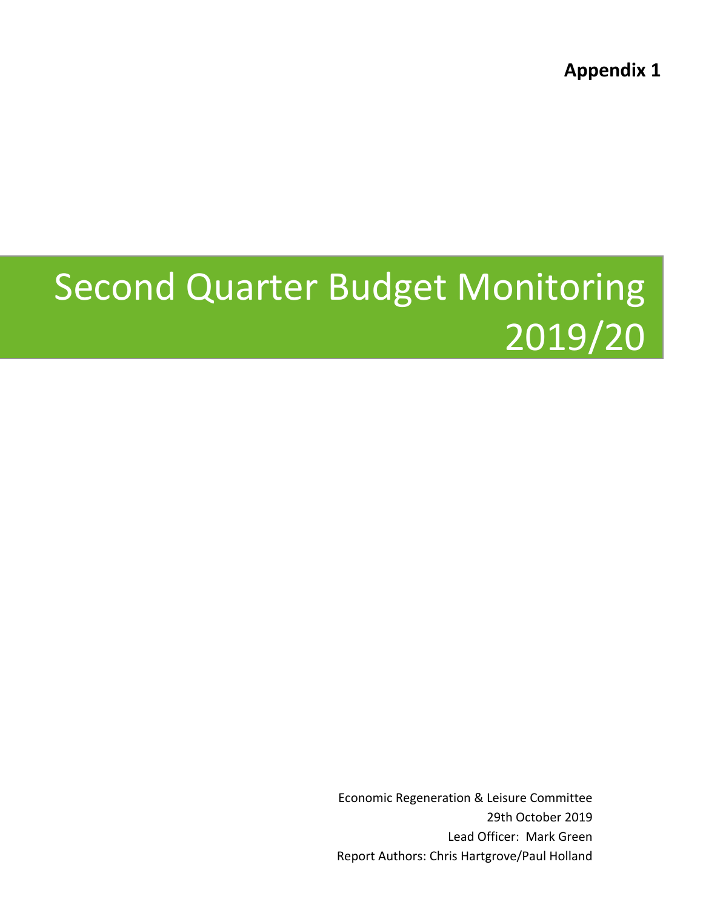**Appendix 1**

# Second Quarter Budget Monitoring 2019/20

Economic Regeneration & Leisure Committee

29th October 2019

Lead Officer: Mark Green

Report Authors: Chris Hartgrove/Paul Holland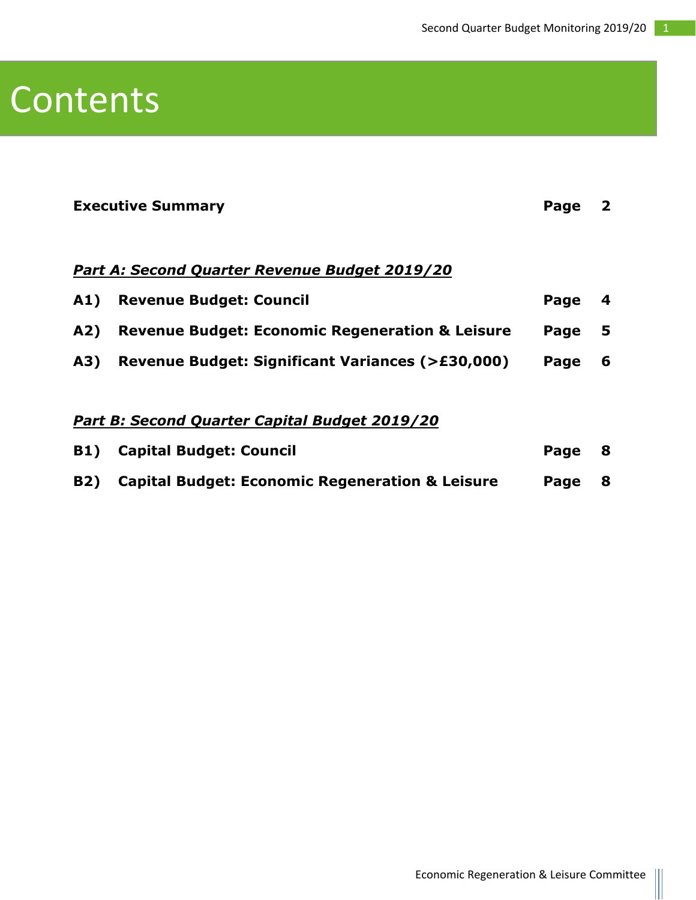# Contents

**Executive Summary** **Page 2**

***Part A: Second Quarter Revenue Budget 2019/20***

| | | |
|---|---|---|
| **A1)** | **Revenue Budget: Council** | **Page 4** |
| **A2)** | **Revenue Budget: Economic Regeneration & Leisure** | **Page 5** |
| **A3)** | **Revenue Budget: Significant Variances (>£30,000)** | **Page 6** |

***Part B: Second Quarter Capital Budget 2019/20***

| | | |
|---|---|---|
| **B1)** | **Capital Budget: Council** | **Page 8** |
| **B2)** | **Capital Budget: Economic Regeneration & Leisure** | **Page 8** |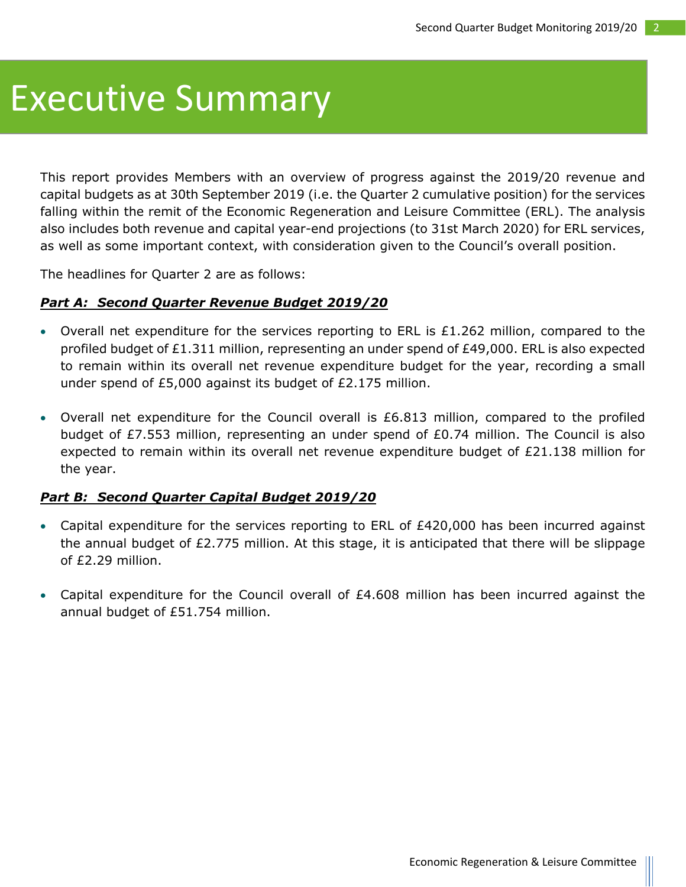# Executive Summary

This report provides Members with an overview of progress against the 2019/20 revenue and capital budgets as at 30th September 2019 (i.e. the Quarter 2 cumulative position) for the services falling within the remit of the Economic Regeneration and Leisure Committee (ERL). The analysis also includes both revenue and capital year-end projections (to 31st March 2020) for ERL services, as well as some important context, with consideration given to the Council's overall position.

The headlines for Quarter 2 are as follows:

***Part A: Second Quarter Revenue Budget 2019/20***

- Overall net expenditure for the services reporting to ERL is £1.262 million, compared to the profiled budget of £1.311 million, representing an under spend of £49,000. ERL is also expected to remain within its overall net revenue expenditure budget for the year, recording a small under spend of £5,000 against its budget of £2.175 million.

- Overall net expenditure for the Council overall is £6.813 million, compared to the profiled budget of £7.553 million, representing an under spend of £0.74 million. The Council is also expected to remain within its overall net revenue expenditure budget of £21.138 million for the year.

***Part B: Second Quarter Capital Budget 2019/20***

- Capital expenditure for the services reporting to ERL of £420,000 has been incurred against the annual budget of £2.775 million. At this stage, it is anticipated that there will be slippage of £2.29 million.

- Capital expenditure for the Council overall of £4.608 million has been incurred against the annual budget of £51.754 million.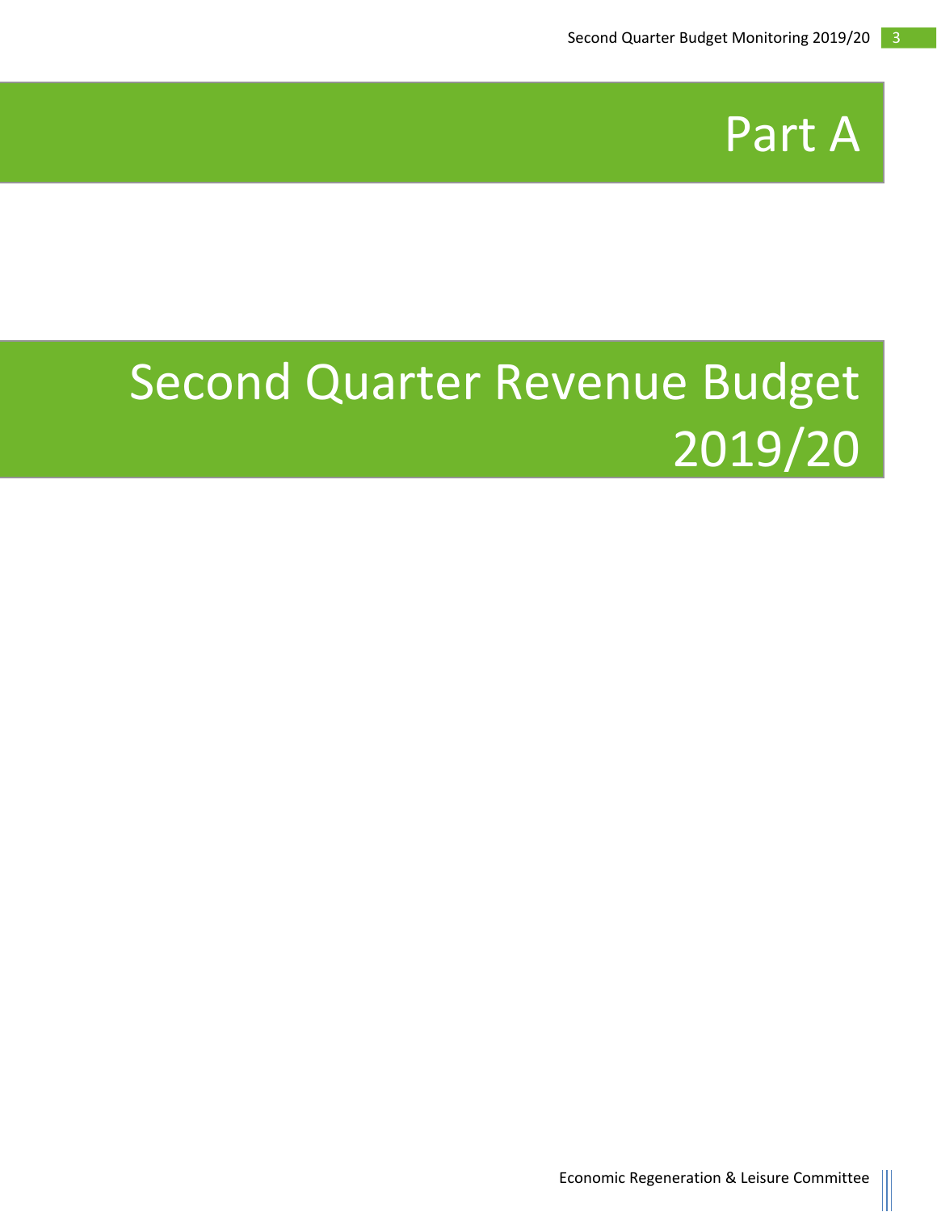# Part A

# Second Quarter Revenue Budget 2019/20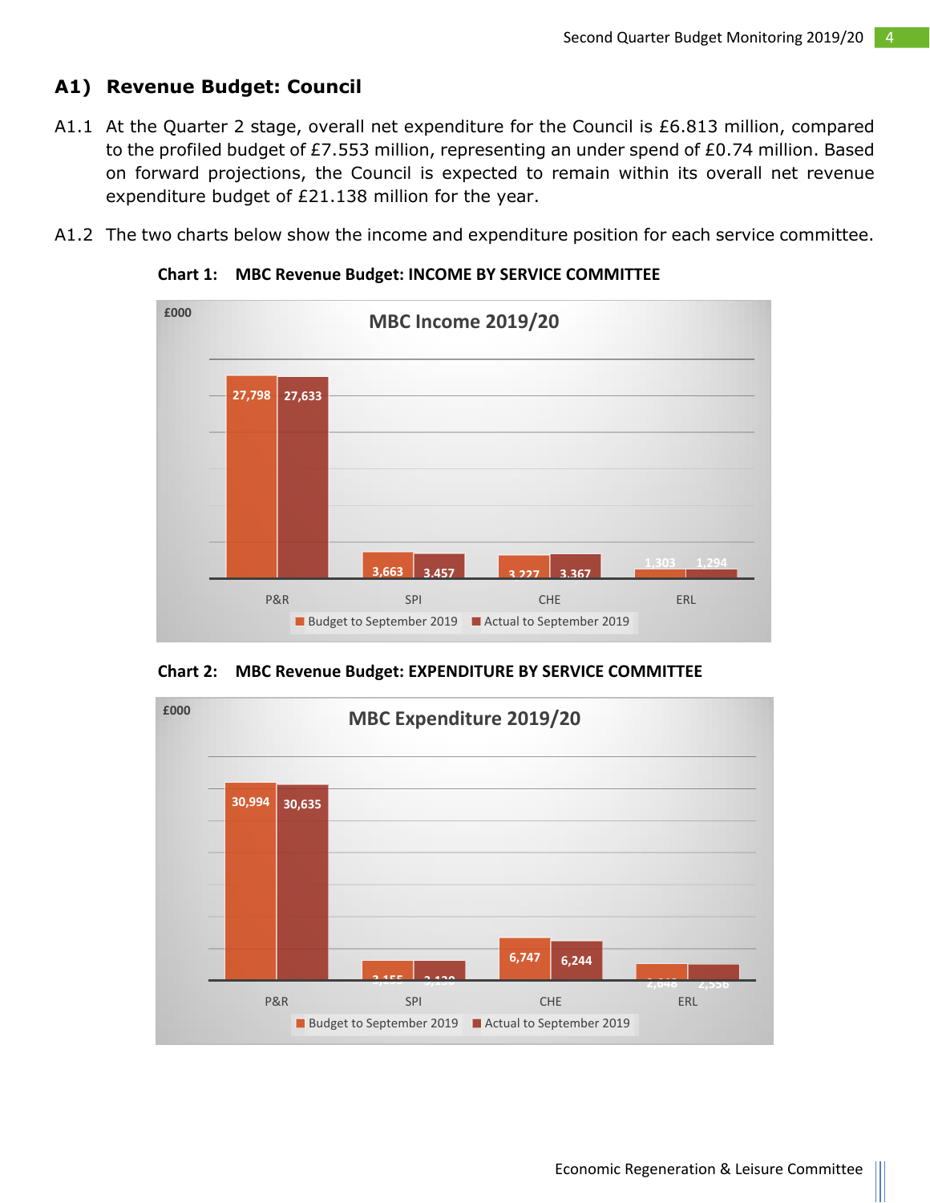## A1) Revenue Budget: Council

A1.1 At the Quarter 2 stage, overall net expenditure for the Council is £6.813 million, compared to the profiled budget of £7.553 million, representing an under spend of £0.74 million. Based on forward projections, the Council is expected to remain within its overall net revenue expenditure budget of £21.138 million for the year.

A1.2 The two charts below show the income and expenditure position for each service committee.

**Chart 1: MBC Revenue Budget: INCOME BY SERVICE COMMITTEE**

MBC Income 2019/20 (£000)

| | Budget to September 2019 | Actual to September 2019 |
|---|---|---|
| P&R | 27,798 | 27,633 |
| SPI | 3,663 | 3,457 |
| CHE | 3,227 | 3,367 |
| ERL | 1,303 | 1,294 |

**Chart 2: MBC Revenue Budget: EXPENDITURE BY SERVICE COMMITTEE**

MBC Expenditure 2019/20 (£000)

| | Budget to September 2019 | Actual to September 2019 |
|---|---|---|
| P&R | 30,994 | 30,635 |
| SPI | 3,155 | 3,120 |
| CHE | 6,747 | 6,244 |
| ERL | 2,648 | 2,556 |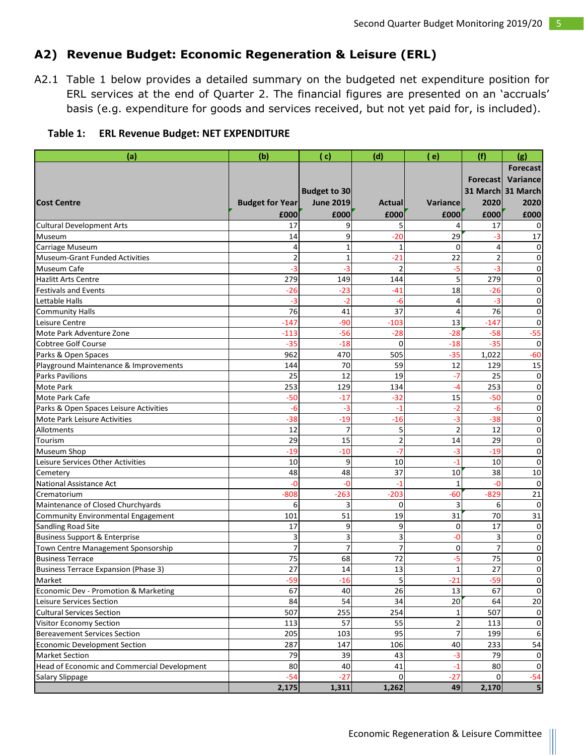## A2) Revenue Budget: Economic Regeneration & Leisure (ERL)

A2.1 Table 1 below provides a detailed summary on the budgeted net expenditure position for ERL services at the end of Quarter 2. The financial figures are presented on an 'accruals' basis (e.g. expenditure for goods and services received, but not yet paid for, is included).

**Table 1: ERL Revenue Budget: NET EXPENDITURE**

| (a) | (b) | ( c) | (d) | ( e) | (f) | (g) |
|---|---|---|---|---|---|---|
| Cost Centre | Budget for Year £000 | Budget to 30 June 2019 £000 | Actual £000 | Variance £000 | Forecast 31 March 2020 £000 | Forecast Variance 31 March 2020 £000 |
| Cultural Development Arts | 17 | 9 | 5 | 4 | 17 | 0 |
| Museum | 14 | 9 | -20 | 29 | -3 | 17 |
| Carriage Museum | 4 | 1 | 1 | 0 | 4 | 0 |
| Museum-Grant Funded Activities | 2 | 1 | -21 | 22 | 2 | 0 |
| Museum Cafe | -3 | -3 | 2 | -5 | -3 | 0 |
| Hazlitt Arts Centre | 279 | 149 | 144 | 5 | 279 | 0 |
| Festivals and Events | -26 | -23 | -41 | 18 | -26 | 0 |
| Lettable Halls | -3 | -2 | -6 | 4 | -3 | 0 |
| Community Halls | 76 | 41 | 37 | 4 | 76 | 0 |
| Leisure Centre | -147 | -90 | -103 | 13 | -147 | 0 |
| Mote Park Adventure Zone | -113 | -56 | -28 | -28 | -58 | -55 |
| Cobtree Golf Course | -35 | -18 | 0 | -18 | -35 | 0 |
| Parks & Open Spaces | 962 | 470 | 505 | -35 | 1,022 | -60 |
| Playground Maintenance & Improvements | 144 | 70 | 59 | 12 | 129 | 15 |
| Parks Pavilions | 25 | 12 | 19 | -7 | 25 | 0 |
| Mote Park | 253 | 129 | 134 | -4 | 253 | 0 |
| Mote Park Cafe | -50 | -17 | -32 | 15 | -50 | 0 |
| Parks & Open Spaces Leisure Activities | -6 | -3 | -1 | -2 | -6 | 0 |
| Mote Park Leisure Activities | -38 | -19 | -16 | -3 | -38 | 0 |
| Allotments | 12 | 7 | 5 | 2 | 12 | 0 |
| Tourism | 29 | 15 | 2 | 14 | 29 | 0 |
| Museum Shop | -19 | -10 | -7 | -3 | -19 | 0 |
| Leisure Services Other Activities | 10 | 9 | 10 | -1 | 10 | 0 |
| Cemetery | 48 | 48 | 37 | 10 | 38 | 10 |
| National Assistance Act | -0 | -0 | -1 | 1 | -0 | 0 |
| Crematorium | -808 | -263 | -203 | -60 | -829 | 21 |
| Maintenance of Closed Churchyards | 6 | 3 | 0 | 3 | 6 | 0 |
| Community Environmental Engagement | 101 | 51 | 19 | 31 | 70 | 31 |
| Sandling Road Site | 17 | 9 | 9 | 0 | 17 | 0 |
| Business Support & Enterprise | 3 | 3 | 3 | -0 | 3 | 0 |
| Town Centre Management Sponsorship | 7 | 7 | 7 | 0 | 7 | 0 |
| Business Terrace | 75 | 68 | 72 | -5 | 75 | 0 |
| Business Terrace Expansion (Phase 3) | 27 | 14 | 13 | 1 | 27 | 0 |
| Market | -59 | -16 | 5 | -21 | -59 | 0 |
| Economic Dev - Promotion & Marketing | 67 | 40 | 26 | 13 | 67 | 0 |
| Leisure Services Section | 84 | 54 | 34 | 20 | 64 | 20 |
| Cultural Services Section | 507 | 255 | 254 | 1 | 507 | 0 |
| Visitor Economy Section | 113 | 57 | 55 | 2 | 113 | 0 |
| Bereavement Services Section | 205 | 103 | 95 | 7 | 199 | 6 |
| Economic Development Section | 287 | 147 | 106 | 40 | 233 | 54 |
| Market Section | 79 | 39 | 43 | -3 | 79 | 0 |
| Head of Economic and Commercial Development | 80 | 40 | 41 | -1 | 80 | 0 |
| Salary Slippage | -54 | -27 | 0 | -27 | 0 | -54 |
| | 2,175 | 1,311 | 1,262 | 49 | 2,170 | 5 |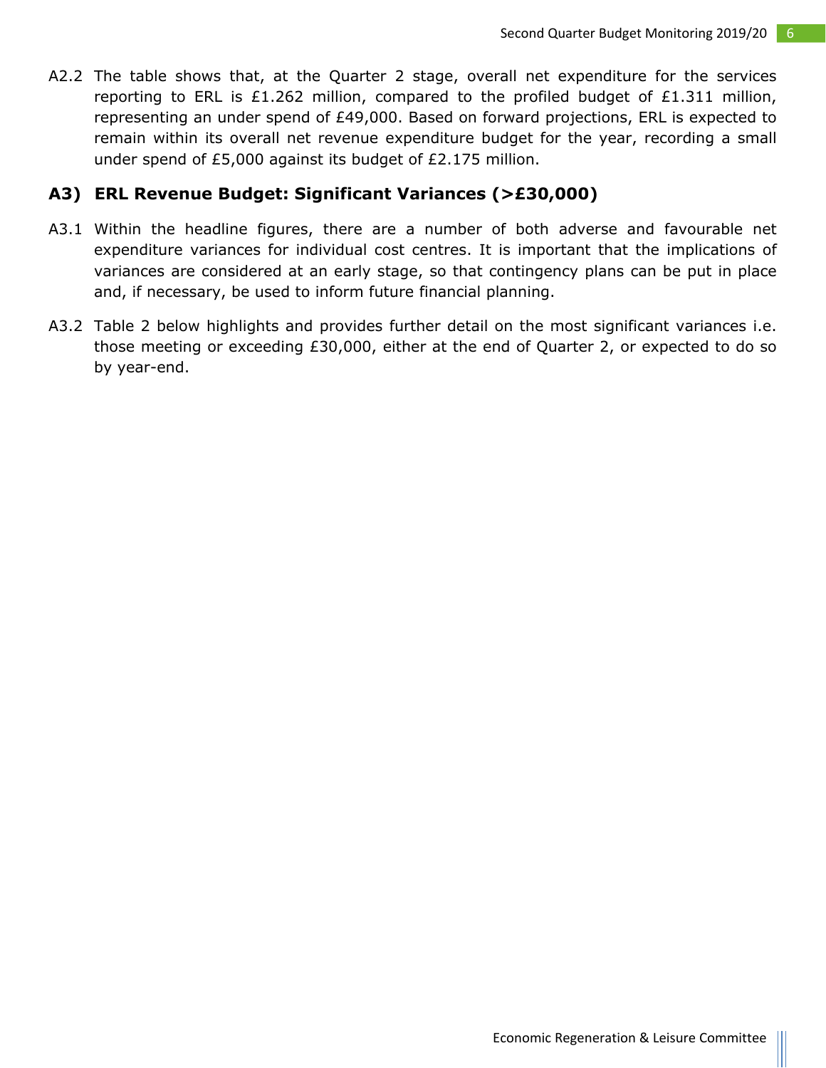A2.2 The table shows that, at the Quarter 2 stage, overall net expenditure for the services reporting to ERL is £1.262 million, compared to the profiled budget of £1.311 million, representing an under spend of £49,000. Based on forward projections, ERL is expected to remain within its overall net revenue expenditure budget for the year, recording a small under spend of £5,000 against its budget of £2.175 million.

## A3) ERL Revenue Budget: Significant Variances (>£30,000)

A3.1 Within the headline figures, there are a number of both adverse and favourable net expenditure variances for individual cost centres. It is important that the implications of variances are considered at an early stage, so that contingency plans can be put in place and, if necessary, be used to inform future financial planning.

A3.2 Table 2 below highlights and provides further detail on the most significant variances i.e. those meeting or exceeding £30,000, either at the end of Quarter 2, or expected to do so by year-end.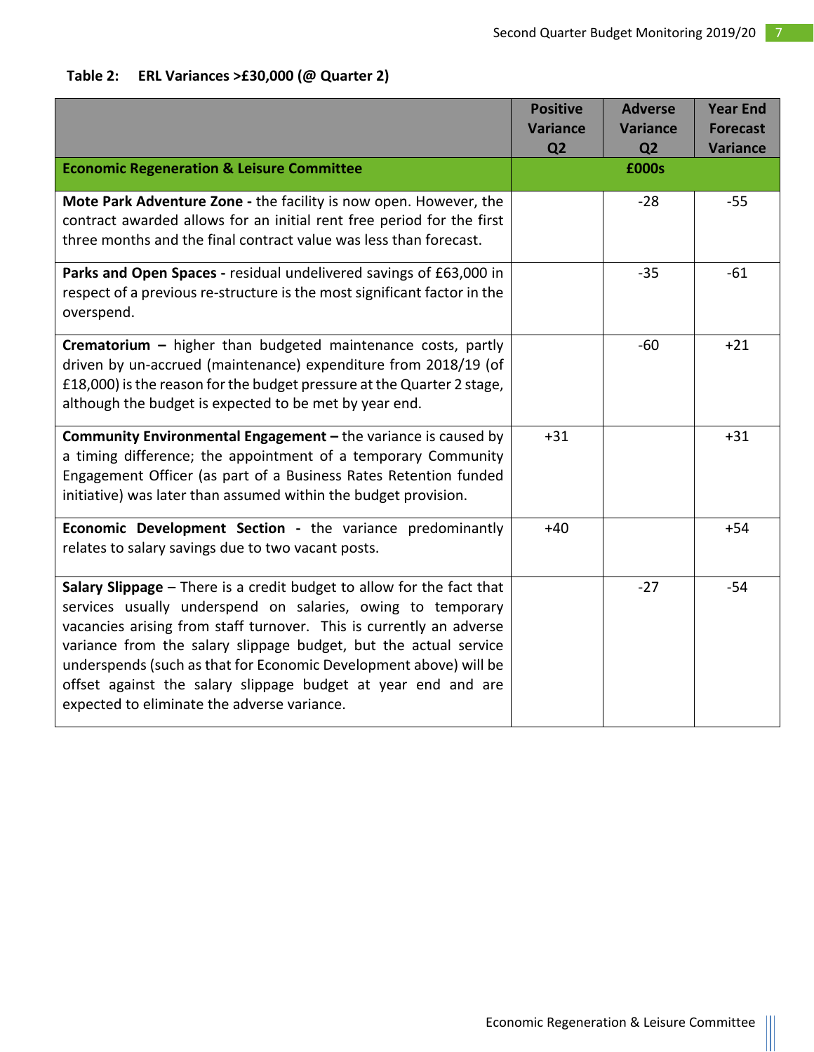**Table 2: ERL Variances >£30,000 (@ Quarter 2)**

| | Positive Variance Q2 | Adverse Variance Q2 | Year End Forecast Variance |
|---|---|---|---|
| **Economic Regeneration & Leisure Committee** | | £000s | |
| **Mote Park Adventure Zone -** the facility is now open. However, the contract awarded allows for an initial rent free period for the first three months and the final contract value was less than forecast. | | -28 | -55 |
| **Parks and Open Spaces -** residual undelivered savings of £63,000 in respect of a previous re-structure is the most significant factor in the overspend. | | -35 | -61 |
| **Crematorium –** higher than budgeted maintenance costs, partly driven by un-accrued (maintenance) expenditure from 2018/19 (of £18,000) is the reason for the budget pressure at the Quarter 2 stage, although the budget is expected to be met by year end. | | -60 | +21 |
| **Community Environmental Engagement –** the variance is caused by a timing difference; the appointment of a temporary Community Engagement Officer (as part of a Business Rates Retention funded initiative) was later than assumed within the budget provision. | +31 | | +31 |
| **Economic Development Section -** the variance predominantly relates to salary savings due to two vacant posts. | +40 | | +54 |
| **Salary Slippage** – There is a credit budget to allow for the fact that services usually underspend on salaries, owing to temporary vacancies arising from staff turnover. This is currently an adverse variance from the salary slippage budget, but the actual service underspends (such as that for Economic Development above) will be offset against the salary slippage budget at year end and are expected to eliminate the adverse variance. | | -27 | -54 |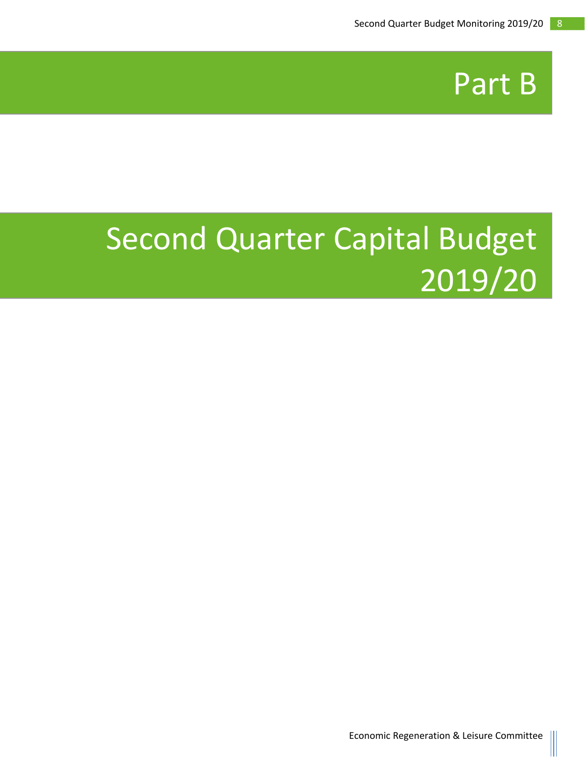# Part B

# Second Quarter Capital Budget 2019/20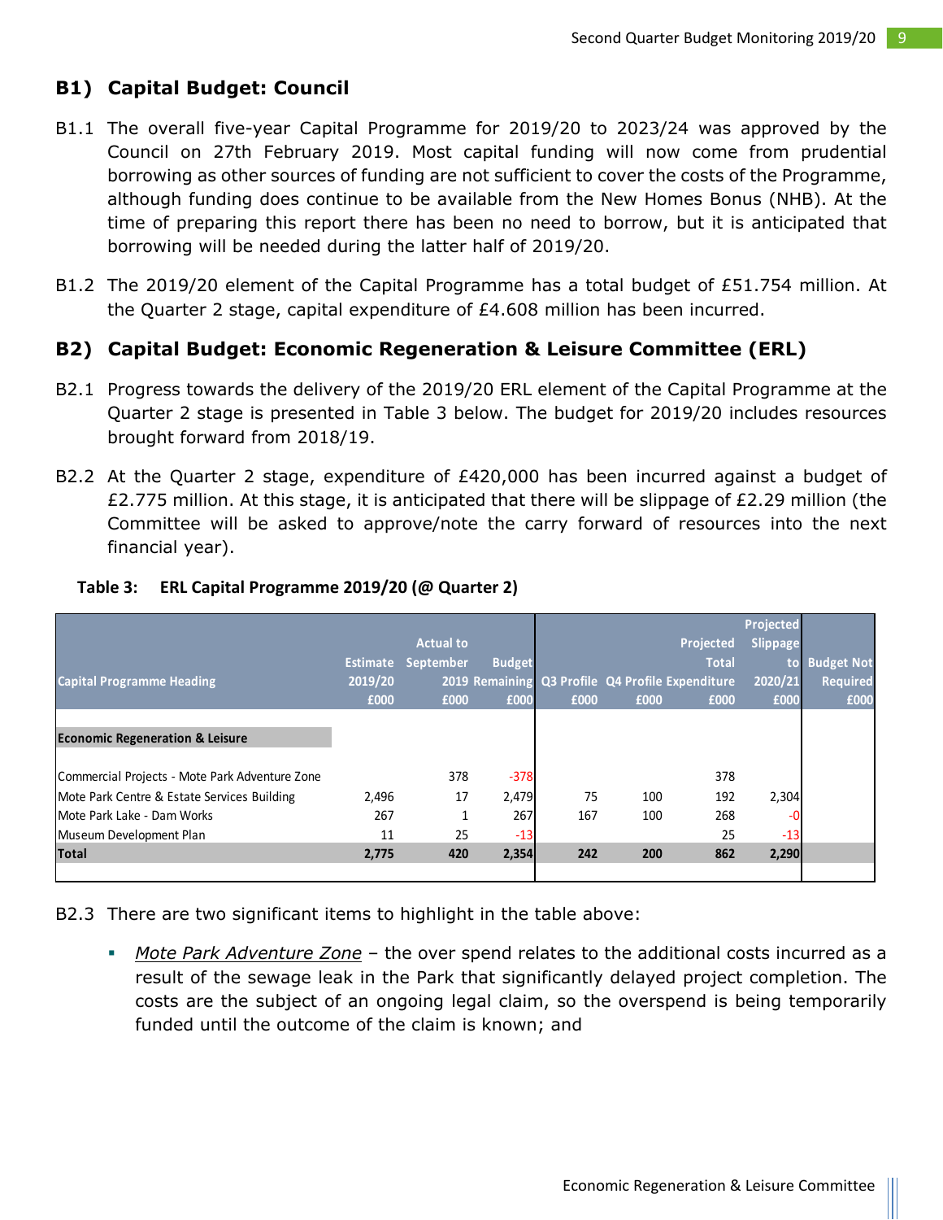## B1) Capital Budget: Council

B1.1 The overall five-year Capital Programme for 2019/20 to 2023/24 was approved by the Council on 27th February 2019. Most capital funding will now come from prudential borrowing as other sources of funding are not sufficient to cover the costs of the Programme, although funding does continue to be available from the New Homes Bonus (NHB). At the time of preparing this report there has been no need to borrow, but it is anticipated that borrowing will be needed during the latter half of 2019/20.

B1.2 The 2019/20 element of the Capital Programme has a total budget of £51.754 million. At the Quarter 2 stage, capital expenditure of £4.608 million has been incurred.

## B2) Capital Budget: Economic Regeneration & Leisure Committee (ERL)

B2.1 Progress towards the delivery of the 2019/20 ERL element of the Capital Programme at the Quarter 2 stage is presented in Table 3 below. The budget for 2019/20 includes resources brought forward from 2018/19.

B2.2 At the Quarter 2 stage, expenditure of £420,000 has been incurred against a budget of £2.775 million. At this stage, it is anticipated that there will be slippage of £2.29 million (the Committee will be asked to approve/note the carry forward of resources into the next financial year).

**Table 3: ERL Capital Programme 2019/20 (@ Quarter 2)**

| Capital Programme Heading | Estimate 2019/20 £000 | Actual to September 2019 £000 | Budget Remaining £000 | Q3 Profile £000 | Q4 Profile £000 | Projected Total Expenditure £000 | Projected Slippage to 2020/21 £000 | Budget Not Required £000 |
|---|---|---|---|---|---|---|---|---|
| **Economic Regeneration & Leisure** | | | | | | | | |
| Commercial Projects - Mote Park Adventure Zone | | 378 | -378 | | | 378 | | |
| Mote Park Centre & Estate Services Building | 2,496 | 17 | 2,479 | 75 | 100 | 192 | 2,304 | |
| Mote Park Lake - Dam Works | 267 | 1 | 267 | 167 | 100 | 268 | -0 | |
| Museum Development Plan | 11 | 25 | -13 | | | 25 | -13 | |
| **Total** | **2,775** | **420** | **2,354** | **242** | **200** | **862** | **2,290** | |

B2.3 There are two significant items to highlight in the table above:

- *Mote Park Adventure Zone* – the over spend relates to the additional costs incurred as a result of the sewage leak in the Park that significantly delayed project completion. The costs are the subject of an ongoing legal claim, so the overspend is being temporarily funded until the outcome of the claim is known; and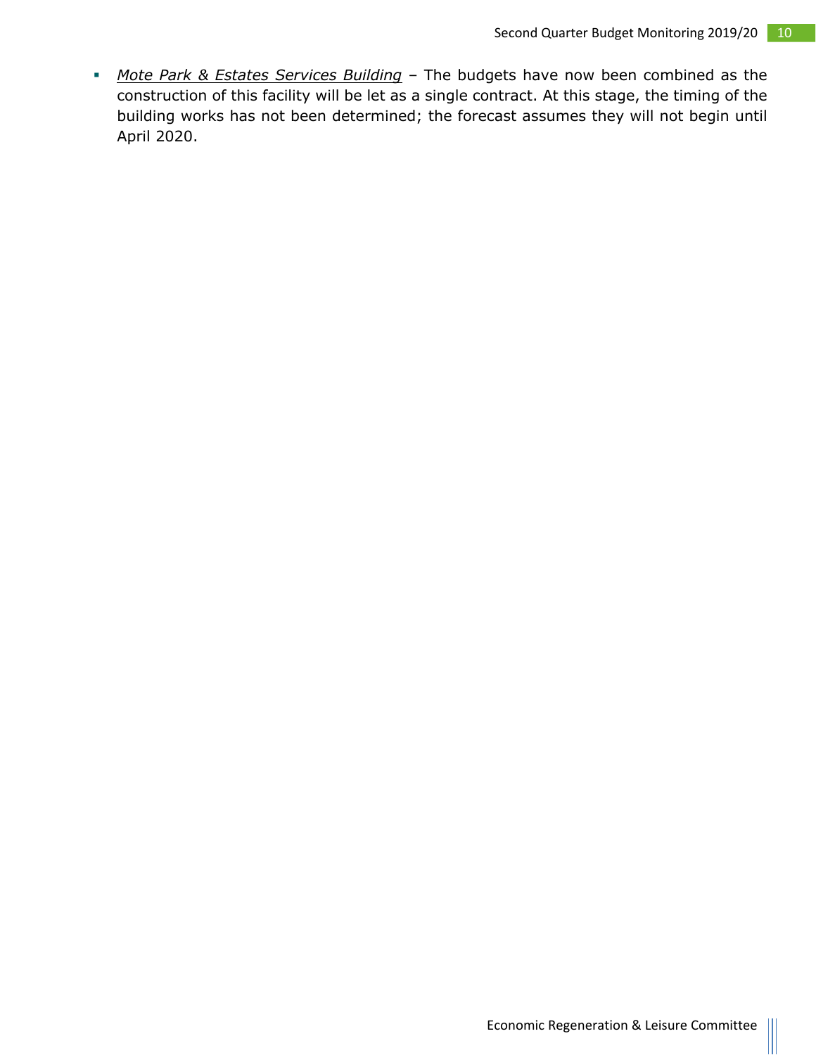- *Mote Park & Estates Services Building* – The budgets have now been combined as the construction of this facility will be let as a single contract. At this stage, the timing of the building works has not been determined; the forecast assumes they will not begin until April 2020.